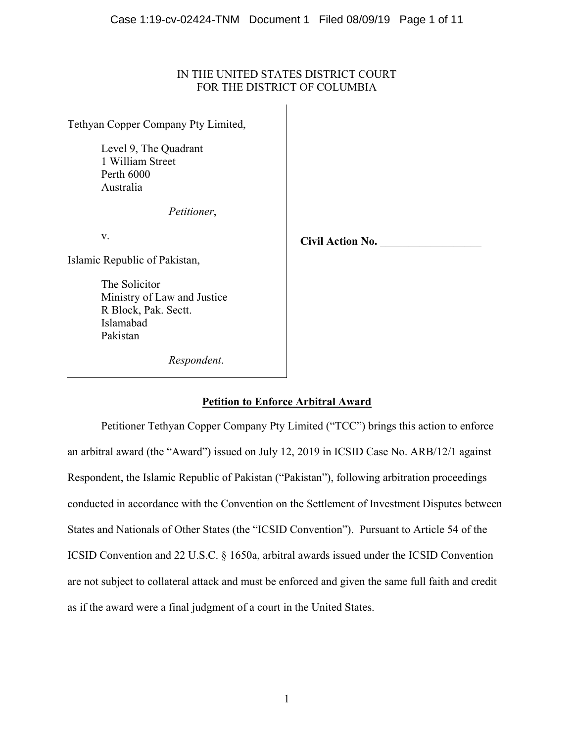IN THE UNITED STATES DISTRICT COURT
FOR THE DISTRICT OF COLUMBIA

| | |
|---|---|
| Tethyan Copper Company Pty Limited,<br><br>Level 9, The Quadrant<br>1 William Street<br>Perth 6000<br>Australia<br><br>*Petitioner*,<br><br>v.<br><br>Islamic Republic of Pakistan,<br><br>The Solicitor<br>Ministry of Law and Justice<br>R Block, Pak. Sectt.<br>Islamabad<br>Pakistan<br><br>*Respondent*. | **Civil Action No.** ___________________ |

**Petition to Enforce Arbitral Award**

Petitioner Tethyan Copper Company Pty Limited ("TCC") brings this action to enforce an arbitral award (the "Award") issued on July 12, 2019 in ICSID Case No. ARB/12/1 against Respondent, the Islamic Republic of Pakistan ("Pakistan"), following arbitration proceedings conducted in accordance with the Convention on the Settlement of Investment Disputes between States and Nationals of Other States (the "ICSID Convention"). Pursuant to Article 54 of the ICSID Convention and 22 U.S.C. § 1650a, arbitral awards issued under the ICSID Convention are not subject to collateral attack and must be enforced and given the same full faith and credit as if the award were a final judgment of a court in the United States.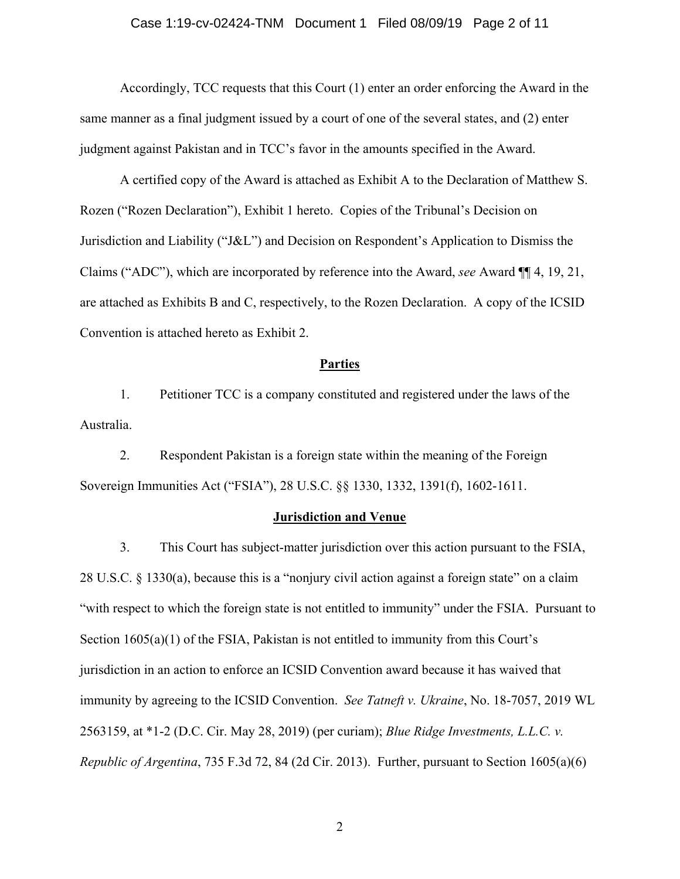Accordingly, TCC requests that this Court (1) enter an order enforcing the Award in the same manner as a final judgment issued by a court of one of the several states, and (2) enter judgment against Pakistan and in TCC's favor in the amounts specified in the Award.

A certified copy of the Award is attached as Exhibit A to the Declaration of Matthew S. Rozen ("Rozen Declaration"), Exhibit 1 hereto. Copies of the Tribunal's Decision on Jurisdiction and Liability ("J&L") and Decision on Respondent's Application to Dismiss the Claims ("ADC"), which are incorporated by reference into the Award, *see* Award ¶¶ 4, 19, 21, are attached as Exhibits B and C, respectively, to the Rozen Declaration. A copy of the ICSID Convention is attached hereto as Exhibit 2.

## Parties

1. Petitioner TCC is a company constituted and registered under the laws of the Australia.

2. Respondent Pakistan is a foreign state within the meaning of the Foreign Sovereign Immunities Act ("FSIA"), 28 U.S.C. §§ 1330, 1332, 1391(f), 1602-1611.

## Jurisdiction and Venue

3. This Court has subject-matter jurisdiction over this action pursuant to the FSIA, 28 U.S.C. § 1330(a), because this is a "nonjury civil action against a foreign state" on a claim "with respect to which the foreign state is not entitled to immunity" under the FSIA. Pursuant to Section 1605(a)(1) of the FSIA, Pakistan is not entitled to immunity from this Court's jurisdiction in an action to enforce an ICSID Convention award because it has waived that immunity by agreeing to the ICSID Convention. *See Tatneft v. Ukraine*, No. 18-7057, 2019 WL 2563159, at *1-2 (D.C. Cir. May 28, 2019) (per curiam); *Blue Ridge Investments, L.L.C. v. Republic of Argentina*, 735 F.3d 72, 84 (2d Cir. 2013). Further, pursuant to Section 1605(a)(6)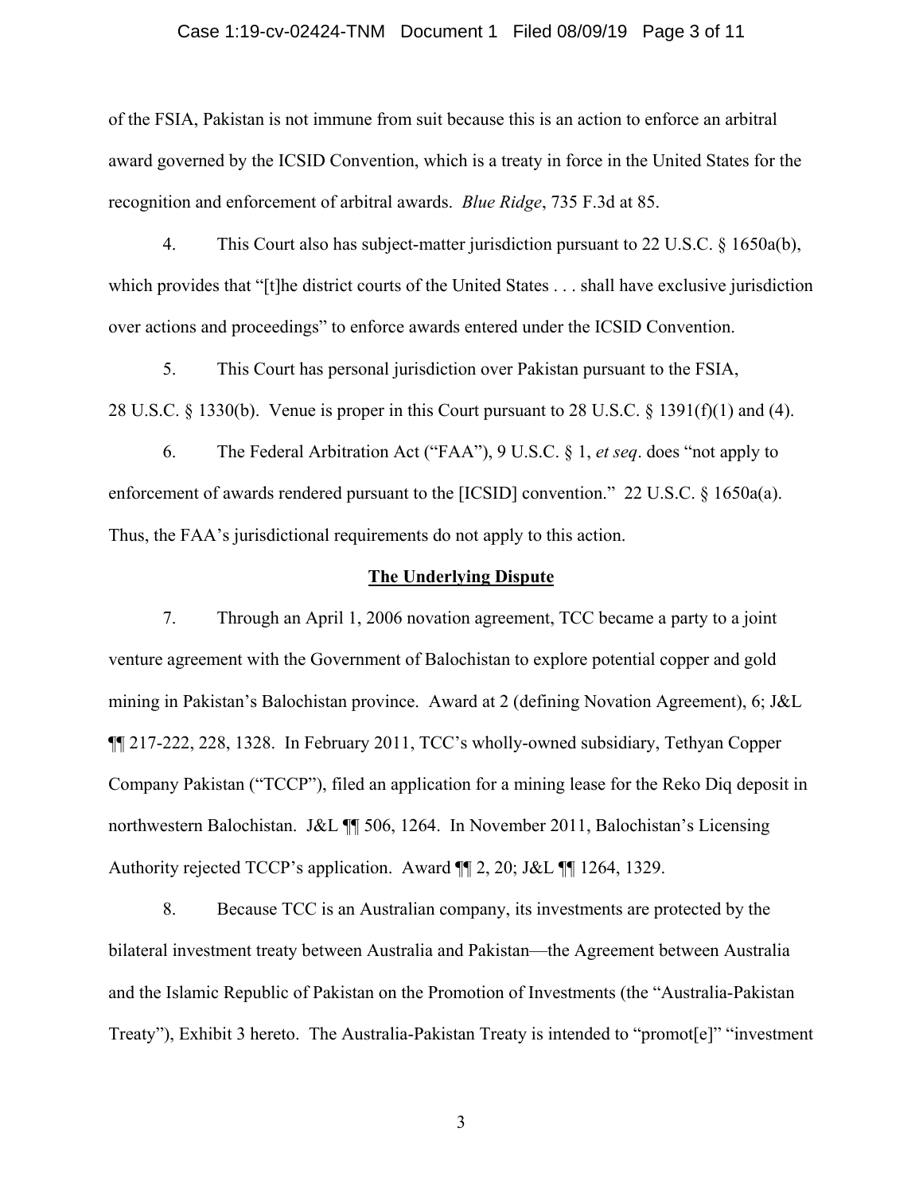of the FSIA, Pakistan is not immune from suit because this is an action to enforce an arbitral award governed by the ICSID Convention, which is a treaty in force in the United States for the recognition and enforcement of arbitral awards. *Blue Ridge*, 735 F.3d at 85.

4. This Court also has subject-matter jurisdiction pursuant to 22 U.S.C. § 1650a(b), which provides that "[t]he district courts of the United States . . . shall have exclusive jurisdiction over actions and proceedings" to enforce awards entered under the ICSID Convention.

5. This Court has personal jurisdiction over Pakistan pursuant to the FSIA, 28 U.S.C. § 1330(b). Venue is proper in this Court pursuant to 28 U.S.C. § 1391(f)(1) and (4).

6. The Federal Arbitration Act ("FAA"), 9 U.S.C. § 1, *et seq*. does "not apply to enforcement of awards rendered pursuant to the [ICSID] convention." 22 U.S.C. § 1650a(a). Thus, the FAA's jurisdictional requirements do not apply to this action.

## <u>The Underlying Dispute</u>

7. Through an April 1, 2006 novation agreement, TCC became a party to a joint venture agreement with the Government of Balochistan to explore potential copper and gold mining in Pakistan's Balochistan province. Award at 2 (defining Novation Agreement), 6; J&L ¶¶ 217-222, 228, 1328. In February 2011, TCC's wholly-owned subsidiary, Tethyan Copper Company Pakistan ("TCCP"), filed an application for a mining lease for the Reko Diq deposit in northwestern Balochistan. J&L ¶¶ 506, 1264. In November 2011, Balochistan's Licensing Authority rejected TCCP's application. Award ¶¶ 2, 20; J&L ¶¶ 1264, 1329.

8. Because TCC is an Australian company, its investments are protected by the bilateral investment treaty between Australia and Pakistan—the Agreement between Australia and the Islamic Republic of Pakistan on the Promotion of Investments (the "Australia-Pakistan Treaty"), Exhibit 3 hereto. The Australia-Pakistan Treaty is intended to "promot[e]" "investment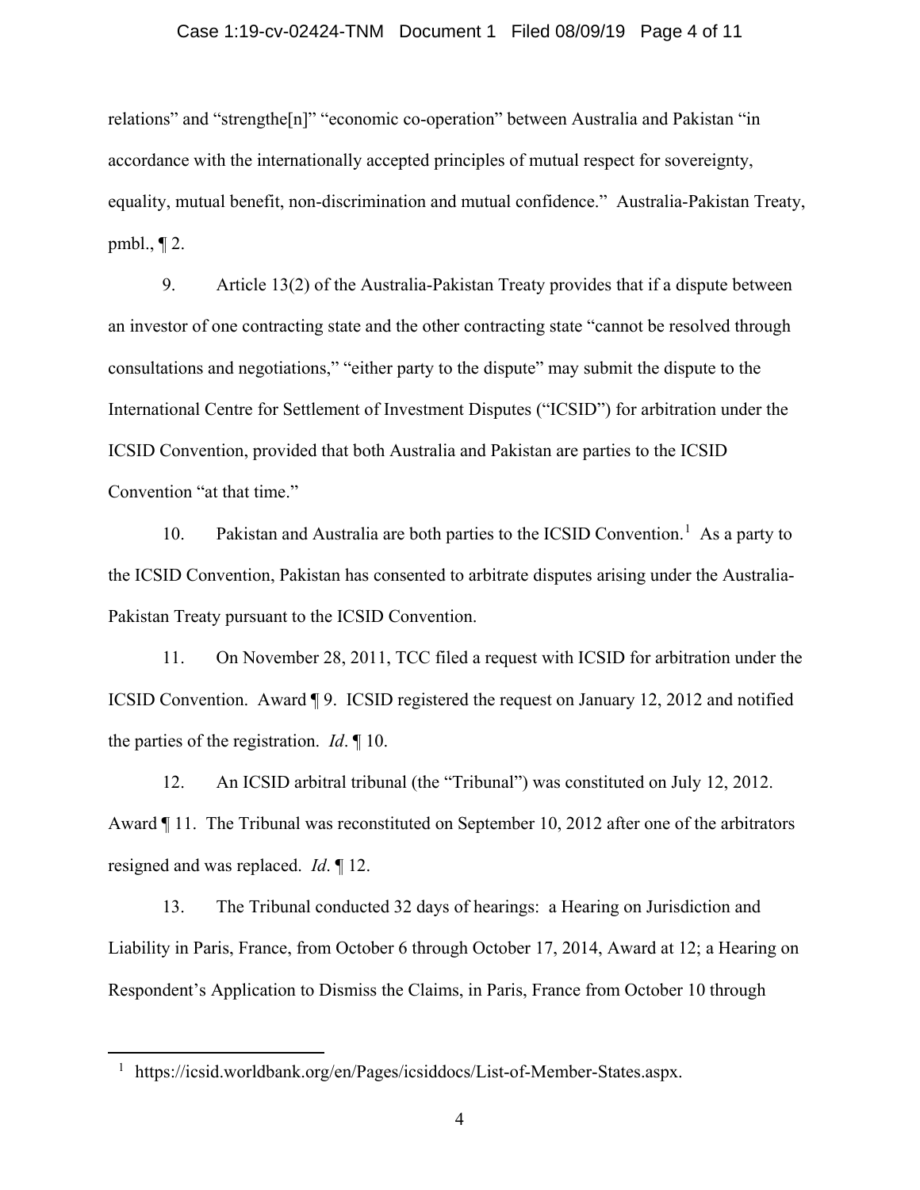relations" and "strengthe[n]" "economic co-operation" between Australia and Pakistan "in accordance with the internationally accepted principles of mutual respect for sovereignty, equality, mutual benefit, non-discrimination and mutual confidence." Australia-Pakistan Treaty, pmbl., ¶ 2.

9. Article 13(2) of the Australia-Pakistan Treaty provides that if a dispute between an investor of one contracting state and the other contracting state "cannot be resolved through consultations and negotiations," "either party to the dispute" may submit the dispute to the International Centre for Settlement of Investment Disputes ("ICSID") for arbitration under the ICSID Convention, provided that both Australia and Pakistan are parties to the ICSID Convention "at that time."

10. Pakistan and Australia are both parties to the ICSID Convention.[1] As a party to the ICSID Convention, Pakistan has consented to arbitrate disputes arising under the Australia-Pakistan Treaty pursuant to the ICSID Convention.

11. On November 28, 2011, TCC filed a request with ICSID for arbitration under the ICSID Convention. Award ¶ 9. ICSID registered the request on January 12, 2012 and notified the parties of the registration. *Id*. ¶ 10.

12. An ICSID arbitral tribunal (the "Tribunal") was constituted on July 12, 2012. Award ¶ 11. The Tribunal was reconstituted on September 10, 2012 after one of the arbitrators resigned and was replaced. *Id*. ¶ 12.

13. The Tribunal conducted 32 days of hearings: a Hearing on Jurisdiction and Liability in Paris, France, from October 6 through October 17, 2014, Award at 12; a Hearing on Respondent's Application to Dismiss the Claims, in Paris, France from October 10 through

---

[1] https://icsid.worldbank.org/en/Pages/icsiddocs/List-of-Member-States.aspx.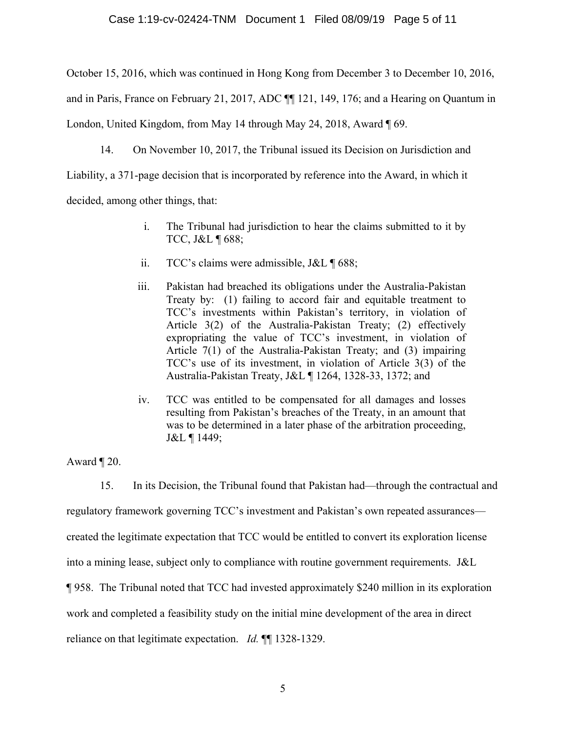October 15, 2016, which was continued in Hong Kong from December 3 to December 10, 2016, and in Paris, France on February 21, 2017, ADC ¶¶ 121, 149, 176; and a Hearing on Quantum in London, United Kingdom, from May 14 through May 24, 2018, Award ¶ 69.

14. On November 10, 2017, the Tribunal issued its Decision on Jurisdiction and Liability, a 371-page decision that is incorporated by reference into the Award, in which it decided, among other things, that:

> i. The Tribunal had jurisdiction to hear the claims submitted to it by TCC, J&L ¶ 688;
>
> ii. TCC's claims were admissible, J&L ¶ 688;
>
> iii. Pakistan had breached its obligations under the Australia-Pakistan Treaty by: (1) failing to accord fair and equitable treatment to TCC's investments within Pakistan's territory, in violation of Article 3(2) of the Australia-Pakistan Treaty; (2) effectively expropriating the value of TCC's investment, in violation of Article 7(1) of the Australia-Pakistan Treaty; and (3) impairing TCC's use of its investment, in violation of Article 3(3) of the Australia-Pakistan Treaty, J&L ¶ 1264, 1328-33, 1372; and
>
> iv. TCC was entitled to be compensated for all damages and losses resulting from Pakistan's breaches of the Treaty, in an amount that was to be determined in a later phase of the arbitration proceeding, J&L ¶ 1449;

Award ¶ 20.

15. In its Decision, the Tribunal found that Pakistan had—through the contractual and regulatory framework governing TCC's investment and Pakistan's own repeated assurances—created the legitimate expectation that TCC would be entitled to convert its exploration license into a mining lease, subject only to compliance with routine government requirements. J&L ¶ 958. The Tribunal noted that TCC had invested approximately $240 million in its exploration work and completed a feasibility study on the initial mine development of the area in direct reliance on that legitimate expectation. *Id.* ¶¶ 1328-1329.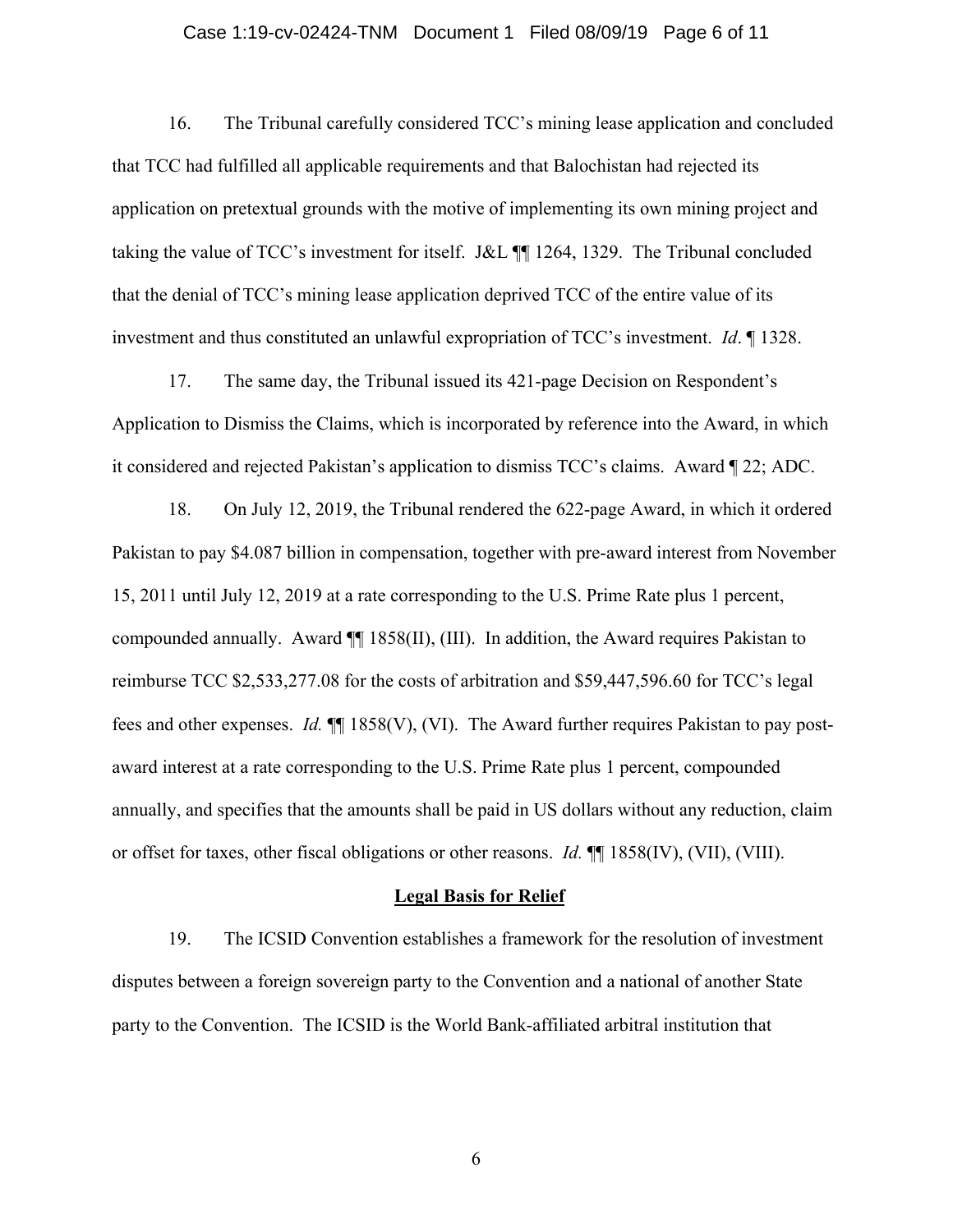16. The Tribunal carefully considered TCC's mining lease application and concluded that TCC had fulfilled all applicable requirements and that Balochistan had rejected its application on pretextual grounds with the motive of implementing its own mining project and taking the value of TCC's investment for itself. J&L ¶¶ 1264, 1329. The Tribunal concluded that the denial of TCC's mining lease application deprived TCC of the entire value of its investment and thus constituted an unlawful expropriation of TCC's investment. *Id*. ¶ 1328.

17. The same day, the Tribunal issued its 421-page Decision on Respondent's Application to Dismiss the Claims, which is incorporated by reference into the Award, in which it considered and rejected Pakistan's application to dismiss TCC's claims. Award ¶ 22; ADC.

18. On July 12, 2019, the Tribunal rendered the 622-page Award, in which it ordered Pakistan to pay $4.087 billion in compensation, together with pre-award interest from November 15, 2011 until July 12, 2019 at a rate corresponding to the U.S. Prime Rate plus 1 percent, compounded annually. Award ¶¶ 1858(II), (III). In addition, the Award requires Pakistan to reimburse TCC $2,533,277.08 for the costs of arbitration and $59,447,596.60 for TCC's legal fees and other expenses. *Id.* ¶¶ 1858(V), (VI). The Award further requires Pakistan to pay post-award interest at a rate corresponding to the U.S. Prime Rate plus 1 percent, compounded annually, and specifies that the amounts shall be paid in US dollars without any reduction, claim or offset for taxes, other fiscal obligations or other reasons. *Id.* ¶¶ 1858(IV), (VII), (VIII).

## **Legal Basis for Relief**

19. The ICSID Convention establishes a framework for the resolution of investment disputes between a foreign sovereign party to the Convention and a national of another State party to the Convention. The ICSID is the World Bank-affiliated arbitral institution that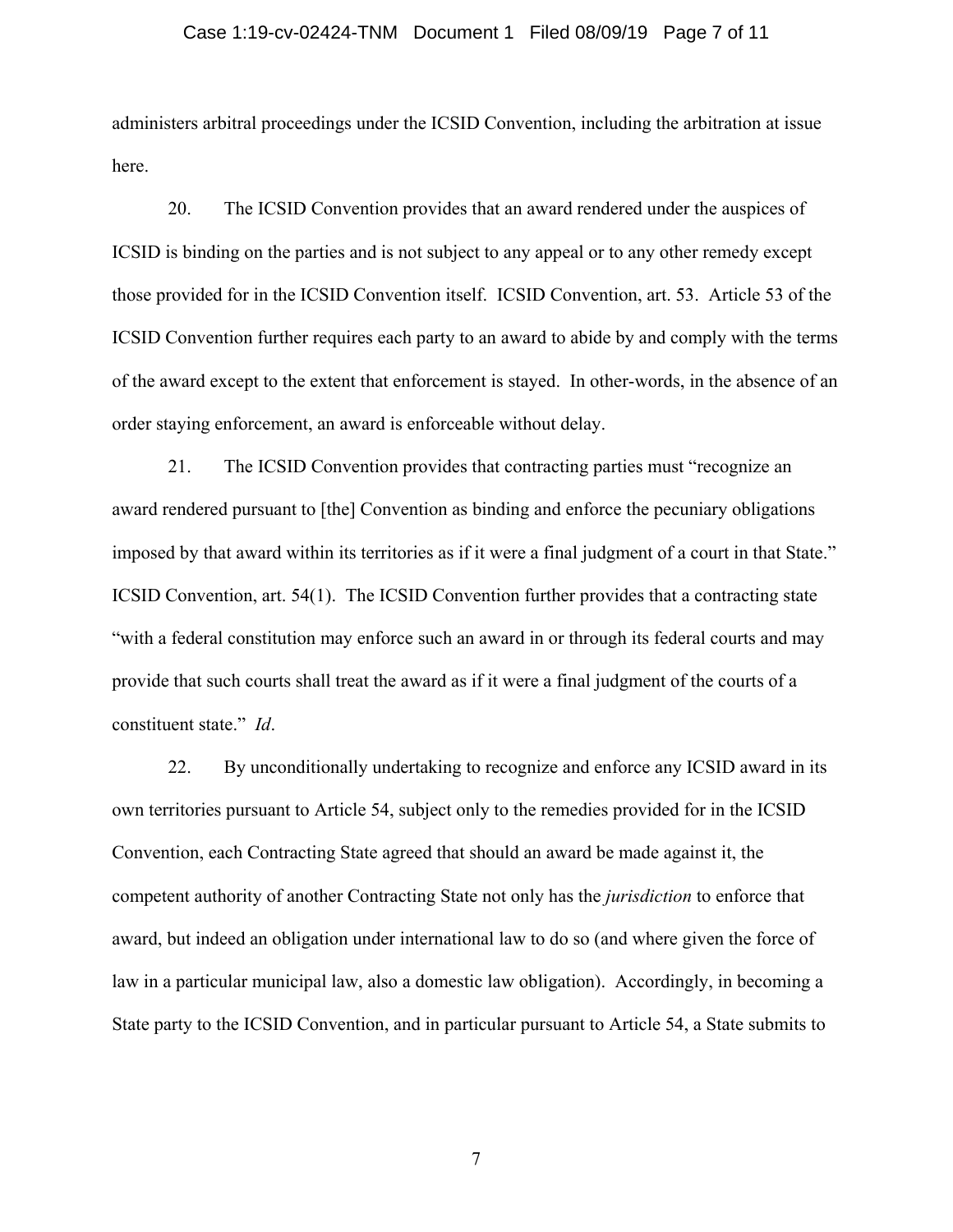administers arbitral proceedings under the ICSID Convention, including the arbitration at issue here.

20. The ICSID Convention provides that an award rendered under the auspices of ICSID is binding on the parties and is not subject to any appeal or to any other remedy except those provided for in the ICSID Convention itself. ICSID Convention, art. 53. Article 53 of the ICSID Convention further requires each party to an award to abide by and comply with the terms of the award except to the extent that enforcement is stayed. In other-words, in the absence of an order staying enforcement, an award is enforceable without delay.

21. The ICSID Convention provides that contracting parties must "recognize an award rendered pursuant to [the] Convention as binding and enforce the pecuniary obligations imposed by that award within its territories as if it were a final judgment of a court in that State." ICSID Convention, art. 54(1). The ICSID Convention further provides that a contracting state "with a federal constitution may enforce such an award in or through its federal courts and may provide that such courts shall treat the award as if it were a final judgment of the courts of a constituent state." *Id*.

22. By unconditionally undertaking to recognize and enforce any ICSID award in its own territories pursuant to Article 54, subject only to the remedies provided for in the ICSID Convention, each Contracting State agreed that should an award be made against it, the competent authority of another Contracting State not only has the *jurisdiction* to enforce that award, but indeed an obligation under international law to do so (and where given the force of law in a particular municipal law, also a domestic law obligation). Accordingly, in becoming a State party to the ICSID Convention, and in particular pursuant to Article 54, a State submits to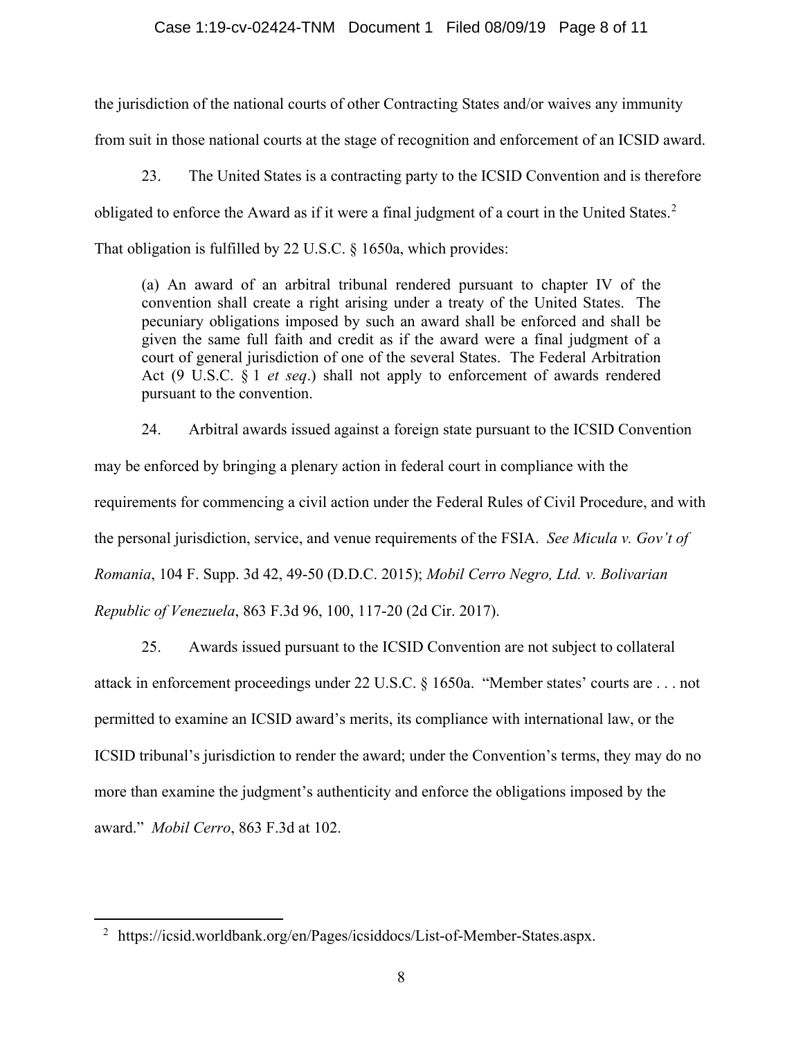the jurisdiction of the national courts of other Contracting States and/or waives any immunity from suit in those national courts at the stage of recognition and enforcement of an ICSID award.

23. The United States is a contracting party to the ICSID Convention and is therefore obligated to enforce the Award as if it were a final judgment of a court in the United States.[2] That obligation is fulfilled by 22 U.S.C. § 1650a, which provides:

> (a) An award of an arbitral tribunal rendered pursuant to chapter IV of the convention shall create a right arising under a treaty of the United States. The pecuniary obligations imposed by such an award shall be enforced and shall be given the same full faith and credit as if the award were a final judgment of a court of general jurisdiction of one of the several States. The Federal Arbitration Act (9 U.S.C. § 1 *et seq*.) shall not apply to enforcement of awards rendered pursuant to the convention.

24. Arbitral awards issued against a foreign state pursuant to the ICSID Convention may be enforced by bringing a plenary action in federal court in compliance with the requirements for commencing a civil action under the Federal Rules of Civil Procedure, and with the personal jurisdiction, service, and venue requirements of the FSIA. *See Micula v. Gov't of Romania*, 104 F. Supp. 3d 42, 49-50 (D.D.C. 2015); *Mobil Cerro Negro, Ltd. v. Bolivarian Republic of Venezuela*, 863 F.3d 96, 100, 117-20 (2d Cir. 2017).

25. Awards issued pursuant to the ICSID Convention are not subject to collateral attack in enforcement proceedings under 22 U.S.C. § 1650a. "Member states' courts are . . . not permitted to examine an ICSID award's merits, its compliance with international law, or the ICSID tribunal's jurisdiction to render the award; under the Convention's terms, they may do no more than examine the judgment's authenticity and enforce the obligations imposed by the award." *Mobil Cerro*, 863 F.3d at 102.

---

[2] https://icsid.worldbank.org/en/Pages/icsiddocs/List-of-Member-States.aspx.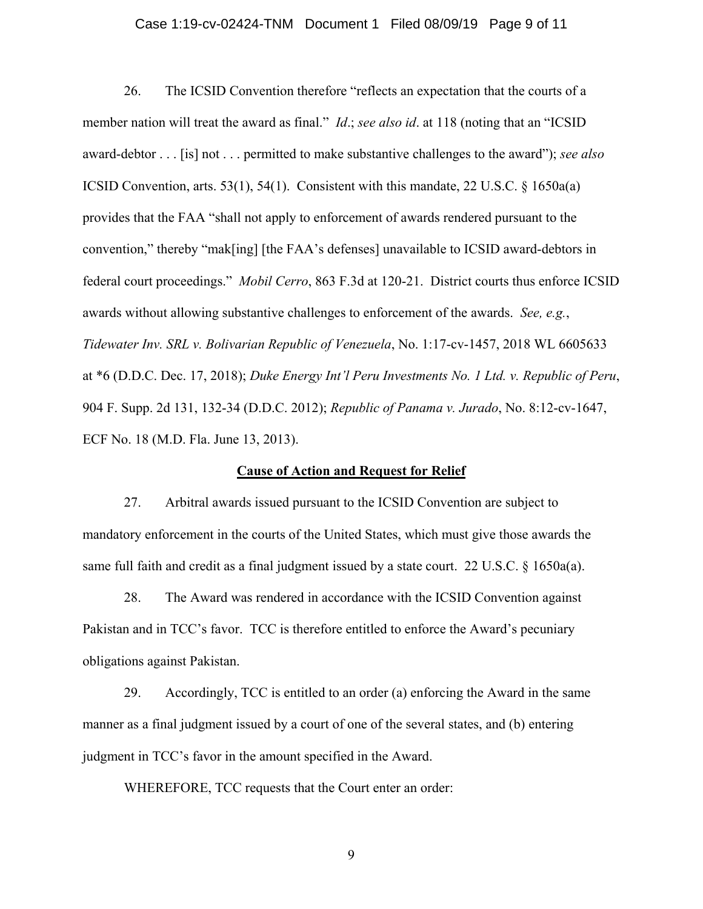26. The ICSID Convention therefore "reflects an expectation that the courts of a member nation will treat the award as final." *Id*.; *see also id*. at 118 (noting that an "ICSID award-debtor . . . [is] not . . . permitted to make substantive challenges to the award"); *see also* ICSID Convention, arts. 53(1), 54(1). Consistent with this mandate, 22 U.S.C. § 1650a(a) provides that the FAA "shall not apply to enforcement of awards rendered pursuant to the convention," thereby "mak[ing] [the FAA's defenses] unavailable to ICSID award-debtors in federal court proceedings." *Mobil Cerro*, 863 F.3d at 120-21. District courts thus enforce ICSID awards without allowing substantive challenges to enforcement of the awards. *See, e.g.*, *Tidewater Inv. SRL v. Bolivarian Republic of Venezuela*, No. 1:17-cv-1457, 2018 WL 6605633 at *6 (D.D.C. Dec. 17, 2018); *Duke Energy Int'l Peru Investments No. 1 Ltd. v. Republic of Peru*, 904 F. Supp. 2d 131, 132-34 (D.D.C. 2012); *Republic of Panama v. Jurado*, No. 8:12-cv-1647, ECF No. 18 (M.D. Fla. June 13, 2013).

## **Cause of Action and Request for Relief**

27. Arbitral awards issued pursuant to the ICSID Convention are subject to mandatory enforcement in the courts of the United States, which must give those awards the same full faith and credit as a final judgment issued by a state court. 22 U.S.C. § 1650a(a).

28. The Award was rendered in accordance with the ICSID Convention against Pakistan and in TCC's favor. TCC is therefore entitled to enforce the Award's pecuniary obligations against Pakistan.

29. Accordingly, TCC is entitled to an order (a) enforcing the Award in the same manner as a final judgment issued by a court of one of the several states, and (b) entering judgment in TCC's favor in the amount specified in the Award.

WHEREFORE, TCC requests that the Court enter an order: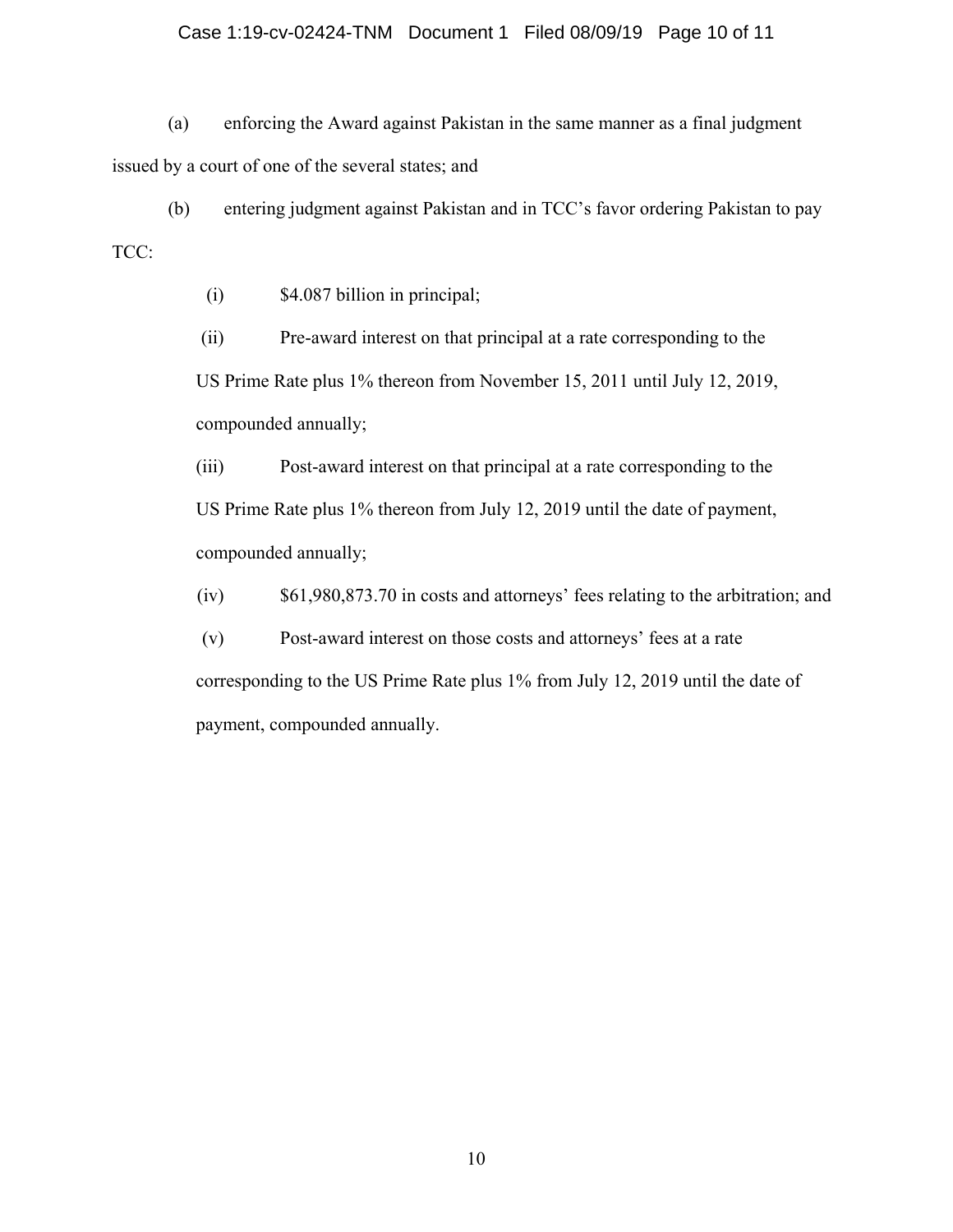(a) enforcing the Award against Pakistan in the same manner as a final judgment issued by a court of one of the several states; and

(b) entering judgment against Pakistan and in TCC's favor ordering Pakistan to pay TCC:

(i) $4.087 billion in principal;

(ii) Pre-award interest on that principal at a rate corresponding to the US Prime Rate plus 1% thereon from November 15, 2011 until July 12, 2019, compounded annually;

(iii) Post-award interest on that principal at a rate corresponding to the US Prime Rate plus 1% thereon from July 12, 2019 until the date of payment, compounded annually;

(iv) $61,980,873.70 in costs and attorneys' fees relating to the arbitration; and

(v) Post-award interest on those costs and attorneys' fees at a rate corresponding to the US Prime Rate plus 1% from July 12, 2019 until the date of payment, compounded annually.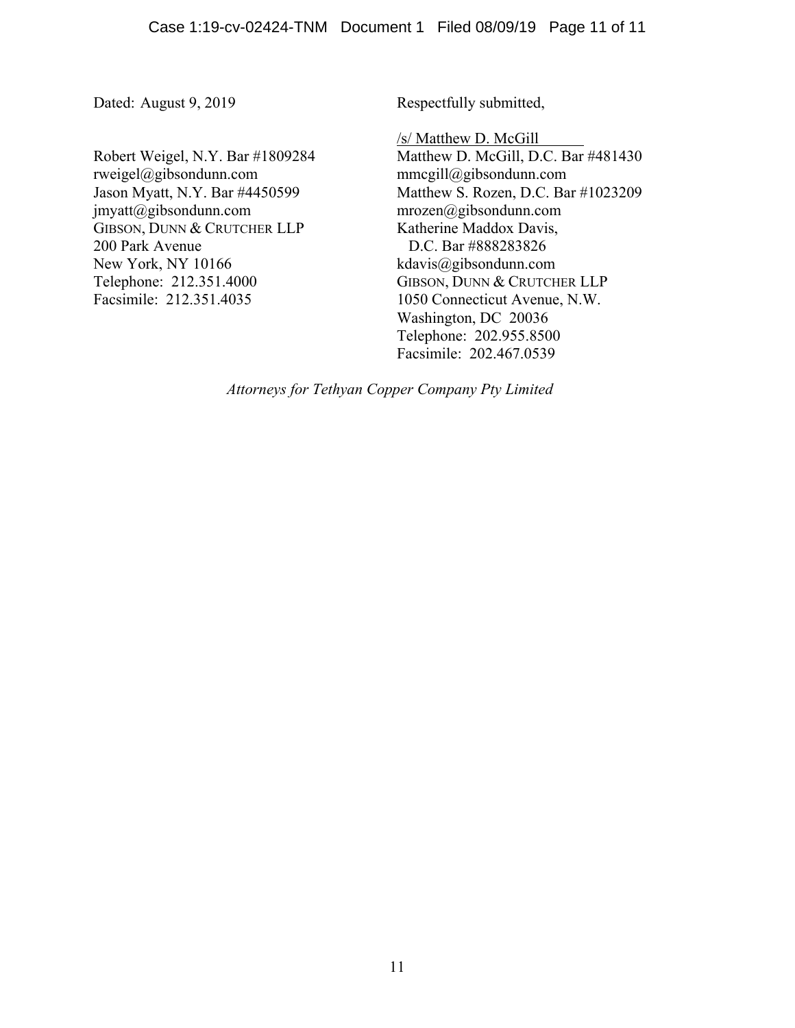Dated: August 9, 2019

Respectfully submitted,

/s/ Matthew D. McGill

Matthew D. McGill, D.C. Bar #481430
mmcgill@gibsondunn.com
Matthew S. Rozen, D.C. Bar #1023209
mrozen@gibsondunn.com
Katherine Maddox Davis,
D.C. Bar #888283826
kdavis@gibsondunn.com
GIBSON, DUNN & CRUTCHER LLP
1050 Connecticut Avenue, N.W.
Washington, DC 20036
Telephone: 202.955.8500
Facsimile: 202.467.0539

Robert Weigel, N.Y. Bar #1809284
rweigel@gibsondunn.com
Jason Myatt, N.Y. Bar #4450599
jmyatt@gibsondunn.com
GIBSON, DUNN & CRUTCHER LLP
200 Park Avenue
New York, NY 10166
Telephone: 212.351.4000
Facsimile: 212.351.4035

*Attorneys for Tethyan Copper Company Pty Limited*